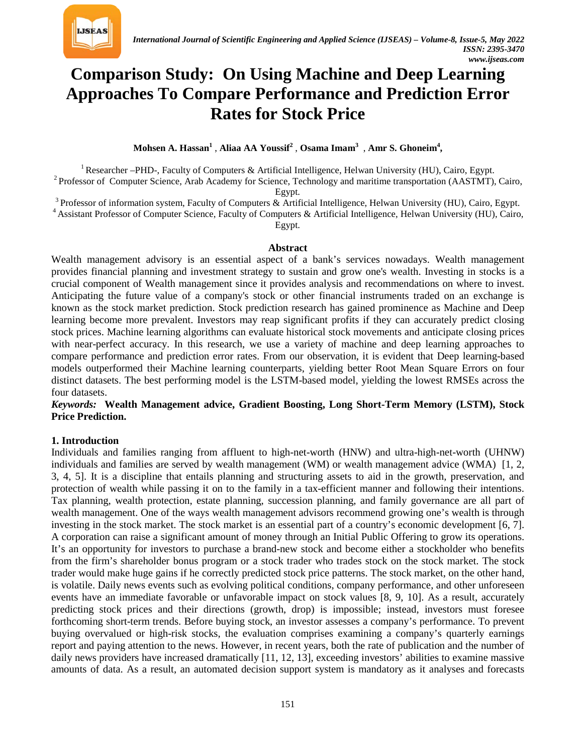# Comparison Study: On Using Machine and Deep Learning Approaches To Compare Performance and Prediction Error Rates for Stock Price

**Mohsen A. Hassan[1] , Aliaa AA Youssif[2] , Osama Imam[3] , Amr S. Ghoneim[4],**

[1] Researcher –PHD-, Faculty of Computers & Artificial Intelligence, Helwan University (HU), Cairo, Egypt.
[2] Professor of Computer Science, Arab Academy for Science, Technology and maritime transportation (AASTMT), Cairo, Egypt.
[3] Professor of information system, Faculty of Computers & Artificial Intelligence, Helwan University (HU), Cairo, Egypt.
[4] Assistant Professor of Computer Science, Faculty of Computers & Artificial Intelligence, Helwan University (HU), Cairo, Egypt.

## Abstract

Wealth management advisory is an essential aspect of a bank's services nowadays. Wealth management provides financial planning and investment strategy to sustain and grow one's wealth. Investing in stocks is a crucial component of Wealth management since it provides analysis and recommendations on where to invest. Anticipating the future value of a company's stock or other financial instruments traded on an exchange is known as the stock market prediction. Stock prediction research has gained prominence as Machine and Deep learning become more prevalent. Investors may reap significant profits if they can accurately predict closing stock prices. Machine learning algorithms can evaluate historical stock movements and anticipate closing prices with near-perfect accuracy. In this research, we use a variety of machine and deep learning approaches to compare performance and prediction error rates. From our observation, it is evident that Deep learning-based models outperformed their Machine learning counterparts, yielding better Root Mean Square Errors on four distinct datasets. The best performing model is the LSTM-based model, yielding the lowest RMSEs across the four datasets.

***Keywords:*** **Wealth Management advice, Gradient Boosting, Long Short-Term Memory (LSTM), Stock Price Prediction.**

## 1. Introduction

Individuals and families ranging from affluent to high-net-worth (HNW) and ultra-high-net-worth (UHNW) individuals and families are served by wealth management (WM) or wealth management advice (WMA) [1, 2, 3, 4, 5]. It is a discipline that entails planning and structuring assets to aid in the growth, preservation, and protection of wealth while passing it on to the family in a tax-efficient manner and following their intentions. Tax planning, wealth protection, estate planning, succession planning, and family governance are all part of wealth management. One of the ways wealth management advisors recommend growing one's wealth is through investing in the stock market. The stock market is an essential part of a country's economic development [6, 7]. A corporation can raise a significant amount of money through an Initial Public Offering to grow its operations. It's an opportunity for investors to purchase a brand-new stock and become either a stockholder who benefits from the firm's shareholder bonus program or a stock trader who trades stock on the stock market. The stock trader would make huge gains if he correctly predicted stock price patterns. The stock market, on the other hand, is volatile. Daily news events such as evolving political conditions, company performance, and other unforeseen events have an immediate favorable or unfavorable impact on stock values [8, 9, 10]. As a result, accurately predicting stock prices and their directions (growth, drop) is impossible; instead, investors must foresee forthcoming short-term trends. Before buying stock, an investor assesses a company's performance. To prevent buying overvalued or high-risk stocks, the evaluation comprises examining a company's quarterly earnings report and paying attention to the news. However, in recent years, both the rate of publication and the number of daily news providers have increased dramatically [11, 12, 13], exceeding investors' abilities to examine massive amounts of data. As a result, an automated decision support system is mandatory as it analyses and forecasts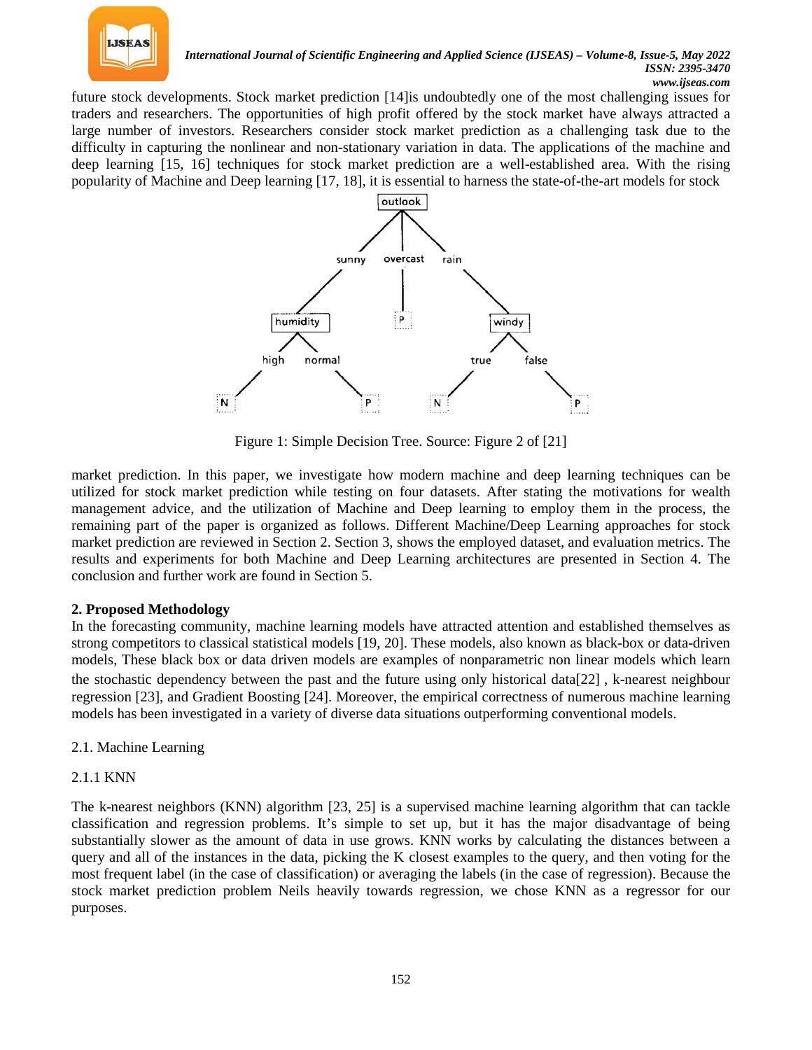future stock developments. Stock market prediction [14]is undoubtedly one of the most challenging issues for traders and researchers. The opportunities of high profit offered by the stock market have always attracted a large number of investors. Researchers consider stock market prediction as a challenging task due to the difficulty in capturing the nonlinear and non-stationary variation in data. The applications of the machine and deep learning [15, 16] techniques for stock market prediction are a well-established area. With the rising popularity of Machine and Deep learning [17, 18], it is essential to harness the state-of-the-art models for stock

outlook
sunny
overcast
rain
humidity
P
windy
high
normal
true
false
N
P
N
P

Figure 1: Simple Decision Tree. Source: Figure 2 of [21]

market prediction. In this paper, we investigate how modern machine and deep learning techniques can be utilized for stock market prediction while testing on four datasets. After stating the motivations for wealth management advice, and the utilization of Machine and Deep learning to employ them in the process, the remaining part of the paper is organized as follows. Different Machine/Deep Learning approaches for stock market prediction are reviewed in Section 2. Section 3, shows the employed dataset, and evaluation metrics. The results and experiments for both Machine and Deep Learning architectures are presented in Section 4. The conclusion and further work are found in Section 5.

## 2. Proposed Methodology

In the forecasting community, machine learning models have attracted attention and established themselves as strong competitors to classical statistical models [19, 20]. These models, also known as black-box or data-driven models, These black box or data driven models are examples of nonparametric non linear models which learn the stochastic dependency between the past and the future using only historical data[22] , k-nearest neighbour regression [23], and Gradient Boosting [24]. Moreover, the empirical correctness of numerous machine learning models has been investigated in a variety of diverse data situations outperforming conventional models.

### 2.1. Machine Learning

#### 2.1.1 KNN

The k-nearest neighbors (KNN) algorithm [23, 25] is a supervised machine learning algorithm that can tackle classification and regression problems. It's simple to set up, but it has the major disadvantage of being substantially slower as the amount of data in use grows. KNN works by calculating the distances between a query and all of the instances in the data, picking the K closest examples to the query, and then voting for the most frequent label (in the case of classification) or averaging the labels (in the case of regression). Because the stock market prediction problem Neils heavily towards regression, we chose KNN as a regressor for our purposes.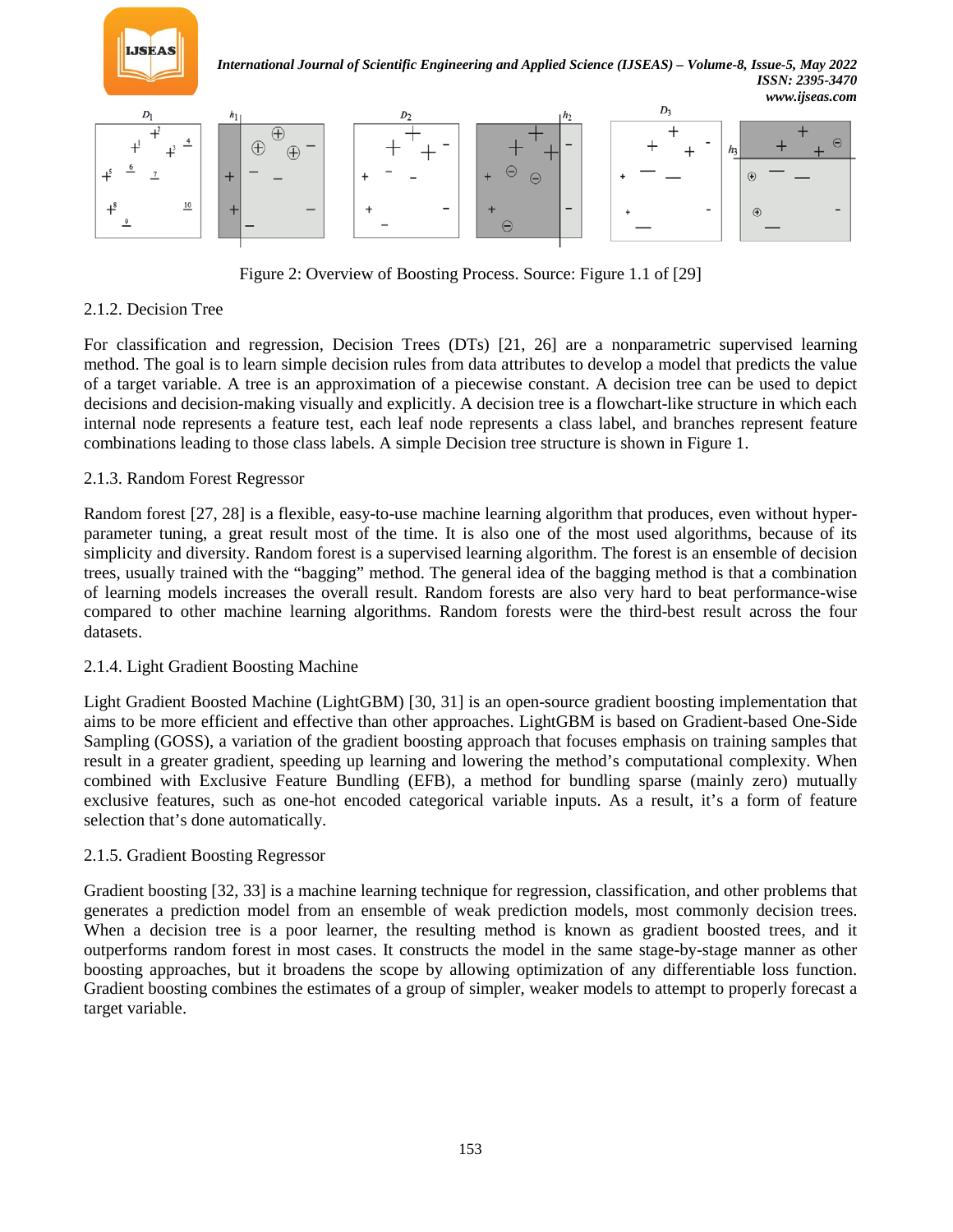Figure 2: Overview of Boosting Process. Source: Figure 1.1 of [29]

### 2.1.2. Decision Tree

For classification and regression, Decision Trees (DTs) [21, 26] are a nonparametric supervised learning method. The goal is to learn simple decision rules from data attributes to develop a model that predicts the value of a target variable. A tree is an approximation of a piecewise constant. A decision tree can be used to depict decisions and decision-making visually and explicitly. A decision tree is a flowchart-like structure in which each internal node represents a feature test, each leaf node represents a class label, and branches represent feature combinations leading to those class labels. A simple Decision tree structure is shown in Figure 1.

### 2.1.3. Random Forest Regressor

Random forest [27, 28] is a flexible, easy-to-use machine learning algorithm that produces, even without hyper-parameter tuning, a great result most of the time. It is also one of the most used algorithms, because of its simplicity and diversity. Random forest is a supervised learning algorithm. The forest is an ensemble of decision trees, usually trained with the "bagging" method. The general idea of the bagging method is that a combination of learning models increases the overall result. Random forests are also very hard to beat performance-wise compared to other machine learning algorithms. Random forests were the third-best result across the four datasets.

### 2.1.4. Light Gradient Boosting Machine

Light Gradient Boosted Machine (LightGBM) [30, 31] is an open-source gradient boosting implementation that aims to be more efficient and effective than other approaches. LightGBM is based on Gradient-based One-Side Sampling (GOSS), a variation of the gradient boosting approach that focuses emphasis on training samples that result in a greater gradient, speeding up learning and lowering the method's computational complexity. When combined with Exclusive Feature Bundling (EFB), a method for bundling sparse (mainly zero) mutually exclusive features, such as one-hot encoded categorical variable inputs. As a result, it's a form of feature selection that's done automatically.

### 2.1.5. Gradient Boosting Regressor

Gradient boosting [32, 33] is a machine learning technique for regression, classification, and other problems that generates a prediction model from an ensemble of weak prediction models, most commonly decision trees. When a decision tree is a poor learner, the resulting method is known as gradient boosted trees, and it outperforms random forest in most cases. It constructs the model in the same stage-by-stage manner as other boosting approaches, but it broadens the scope by allowing optimization of any differentiable loss function. Gradient boosting combines the estimates of a group of simpler, weaker models to attempt to properly forecast a target variable.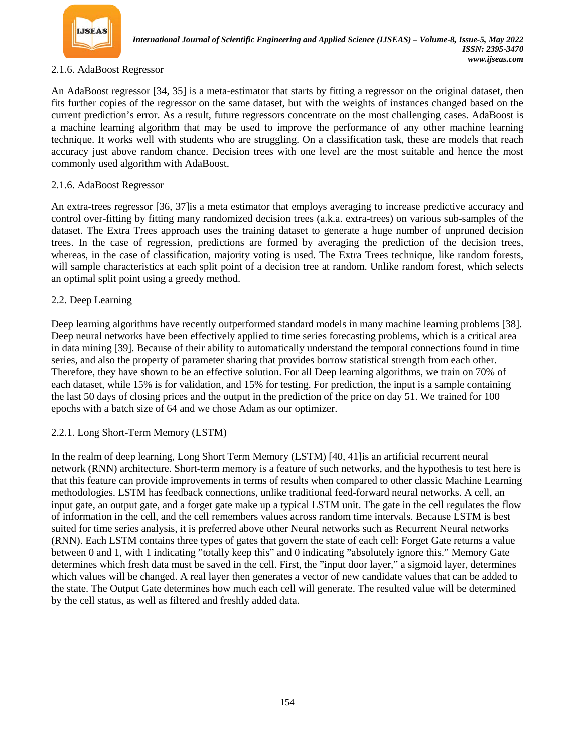### 2.1.6. AdaBoost Regressor

An AdaBoost regressor [34, 35] is a meta-estimator that starts by fitting a regressor on the original dataset, then fits further copies of the regressor on the same dataset, but with the weights of instances changed based on the current prediction's error. As a result, future regressors concentrate on the most challenging cases. AdaBoost is a machine learning algorithm that may be used to improve the performance of any other machine learning technique. It works well with students who are struggling. On a classification task, these are models that reach accuracy just above random chance. Decision trees with one level are the most suitable and hence the most commonly used algorithm with AdaBoost.

### 2.1.6. AdaBoost Regressor

An extra-trees regressor [36, 37]is a meta estimator that employs averaging to increase predictive accuracy and control over-fitting by fitting many randomized decision trees (a.k.a. extra-trees) on various sub-samples of the dataset. The Extra Trees approach uses the training dataset to generate a huge number of unpruned decision trees. In the case of regression, predictions are formed by averaging the prediction of the decision trees, whereas, in the case of classification, majority voting is used. The Extra Trees technique, like random forests, will sample characteristics at each split point of a decision tree at random. Unlike random forest, which selects an optimal split point using a greedy method.

## 2.2. Deep Learning

Deep learning algorithms have recently outperformed standard models in many machine learning problems [38]. Deep neural networks have been effectively applied to time series forecasting problems, which is a critical area in data mining [39]. Because of their ability to automatically understand the temporal connections found in time series, and also the property of parameter sharing that provides borrow statistical strength from each other. Therefore, they have shown to be an effective solution. For all Deep learning algorithms, we train on 70% of each dataset, while 15% is for validation, and 15% for testing. For prediction, the input is a sample containing the last 50 days of closing prices and the output in the prediction of the price on day 51. We trained for 100 epochs with a batch size of 64 and we chose Adam as our optimizer.

### 2.2.1. Long Short-Term Memory (LSTM)

In the realm of deep learning, Long Short Term Memory (LSTM) [40, 41]is an artificial recurrent neural network (RNN) architecture. Short-term memory is a feature of such networks, and the hypothesis to test here is that this feature can provide improvements in terms of results when compared to other classic Machine Learning methodologies. LSTM has feedback connections, unlike traditional feed-forward neural networks. A cell, an input gate, an output gate, and a forget gate make up a typical LSTM unit. The gate in the cell regulates the flow of information in the cell, and the cell remembers values across random time intervals. Because LSTM is best suited for time series analysis, it is preferred above other Neural networks such as Recurrent Neural networks (RNN). Each LSTM contains three types of gates that govern the state of each cell: Forget Gate returns a value between 0 and 1, with 1 indicating "totally keep this" and 0 indicating "absolutely ignore this." Memory Gate determines which fresh data must be saved in the cell. First, the "input door layer," a sigmoid layer, determines which values will be changed. A real layer then generates a vector of new candidate values that can be added to the state. The Output Gate determines how much each cell will generate. The resulted value will be determined by the cell status, as well as filtered and freshly added data.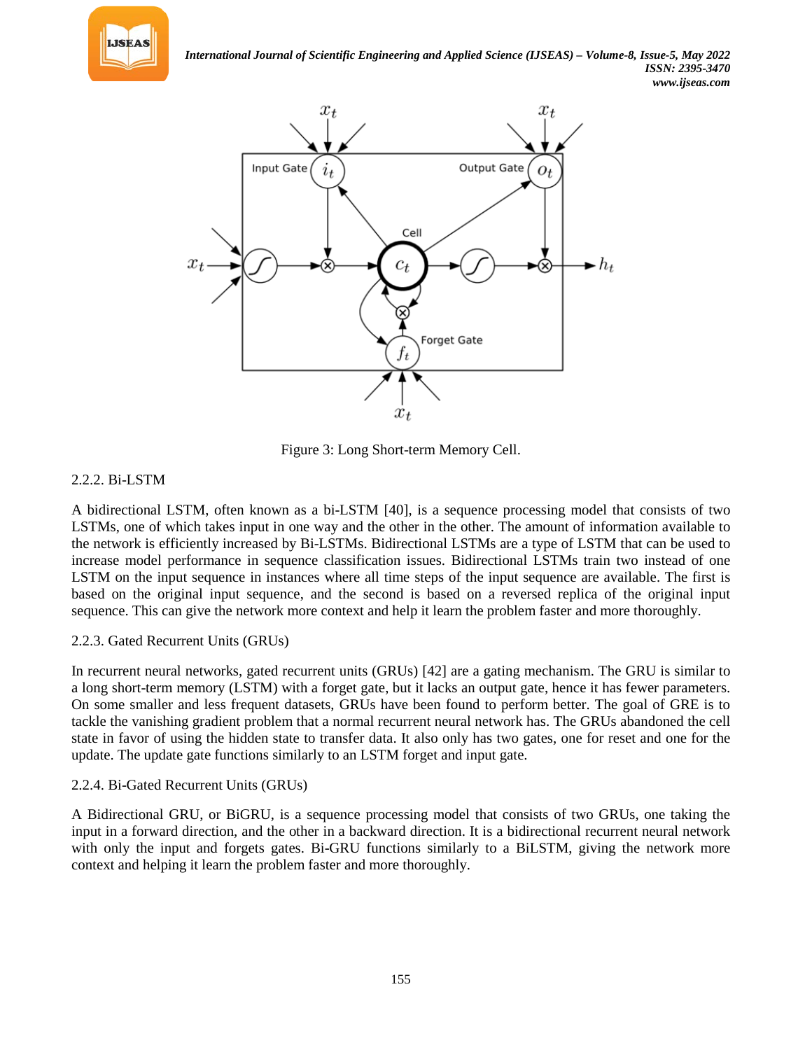Figure 3: Long Short-term Memory Cell.

### 2.2.2. Bi-LSTM

A bidirectional LSTM, often known as a bi-LSTM [40], is a sequence processing model that consists of two LSTMs, one of which takes input in one way and the other in the other. The amount of information available to the network is efficiently increased by Bi-LSTMs. Bidirectional LSTMs are a type of LSTM that can be used to increase model performance in sequence classification issues. Bidirectional LSTMs train two instead of one LSTM on the input sequence in instances where all time steps of the input sequence are available. The first is based on the original input sequence, and the second is based on a reversed replica of the original input sequence. This can give the network more context and help it learn the problem faster and more thoroughly.

### 2.2.3. Gated Recurrent Units (GRUs)

In recurrent neural networks, gated recurrent units (GRUs) [42] are a gating mechanism. The GRU is similar to a long short-term memory (LSTM) with a forget gate, but it lacks an output gate, hence it has fewer parameters. On some smaller and less frequent datasets, GRUs have been found to perform better. The goal of GRE is to tackle the vanishing gradient problem that a normal recurrent neural network has. The GRUs abandoned the cell state in favor of using the hidden state to transfer data. It also only has two gates, one for reset and one for the update. The update gate functions similarly to an LSTM forget and input gate.

### 2.2.4. Bi-Gated Recurrent Units (GRUs)

A Bidirectional GRU, or BiGRU, is a sequence processing model that consists of two GRUs, one taking the input in a forward direction, and the other in a backward direction. It is a bidirectional recurrent neural network with only the input and forgets gates. Bi-GRU functions similarly to a BiLSTM, giving the network more context and helping it learn the problem faster and more thoroughly.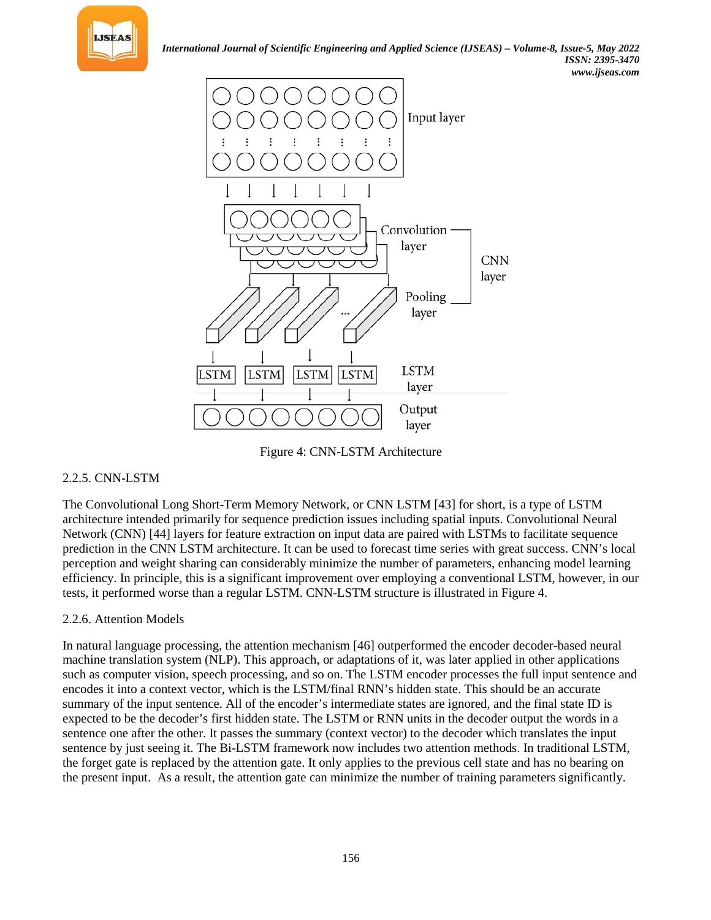Input layer

Convolution layer

CNN layer

Pooling layer

LSTM LSTM LSTM LSTM

LSTM layer

Output layer

Figure 4: CNN-LSTM Architecture

### 2.2.5. CNN-LSTM

The Convolutional Long Short-Term Memory Network, or CNN LSTM [43] for short, is a type of LSTM architecture intended primarily for sequence prediction issues including spatial inputs. Convolutional Neural Network (CNN) [44] layers for feature extraction on input data are paired with LSTMs to facilitate sequence prediction in the CNN LSTM architecture. It can be used to forecast time series with great success. CNN's local perception and weight sharing can considerably minimize the number of parameters, enhancing model learning efficiency. In principle, this is a significant improvement over employing a conventional LSTM, however, in our tests, it performed worse than a regular LSTM. CNN-LSTM structure is illustrated in Figure 4.

### 2.2.6. Attention Models

In natural language processing, the attention mechanism [46] outperformed the encoder decoder-based neural machine translation system (NLP). This approach, or adaptations of it, was later applied in other applications such as computer vision, speech processing, and so on. The LSTM encoder processes the full input sentence and encodes it into a context vector, which is the LSTM/final RNN's hidden state. This should be an accurate summary of the input sentence. All of the encoder's intermediate states are ignored, and the final state ID is expected to be the decoder's first hidden state. The LSTM or RNN units in the decoder output the words in a sentence one after the other. It passes the summary (context vector) to the decoder which translates the input sentence by just seeing it. The Bi-LSTM framework now includes two attention methods. In traditional LSTM, the forget gate is replaced by the attention gate. It only applies to the previous cell state and has no bearing on the present input. As a result, the attention gate can minimize the number of training parameters significantly.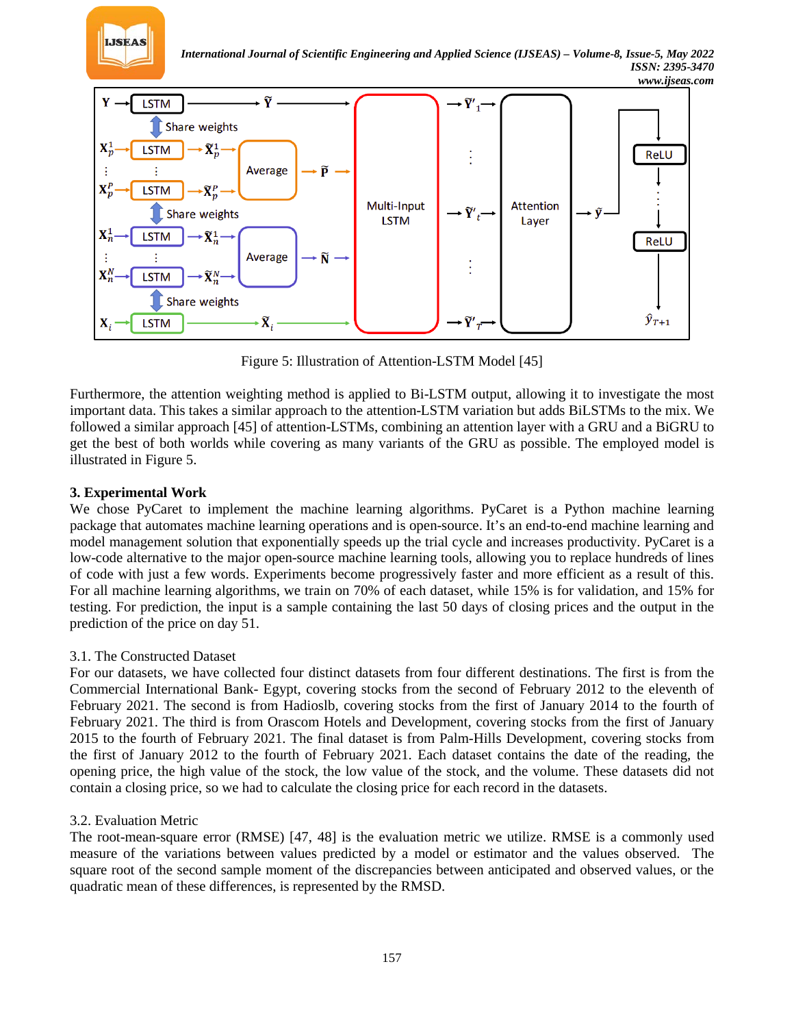Y → LSTM → $\tilde{Y}$

Share weights

$X_p^1$ → LSTM → $\tilde{X}_p^1$

$X_p^P$ → LSTM → $\tilde{X}_p^P$

Average → $\tilde{P}$

Share weights

$X_n^1$ → LSTM → $\tilde{X}_n^1$

$X_n^N$ → LSTM → $\tilde{X}_n^N$

Average → $\tilde{N}$

Share weights

$X_i$ → LSTM → $\tilde{X}_i$

Multi-Input LSTM

$\tilde{Y}'_1$

$\tilde{Y}'_t$

$\tilde{Y}'_T$

Attention Layer

$\tilde{y}$

ReLU

ReLU

$\hat{y}_{T+1}$

Figure 5: Illustration of Attention-LSTM Model [45]

Furthermore, the attention weighting method is applied to Bi-LSTM output, allowing it to investigate the most important data. This takes a similar approach to the attention-LSTM variation but adds BiLSTMs to the mix. We followed a similar approach [45] of attention-LSTMs, combining an attention layer with a GRU and a BiGRU to get the best of both worlds while covering as many variants of the GRU as possible. The employed model is illustrated in Figure 5.

## 3. Experimental Work

We chose PyCaret to implement the machine learning algorithms. PyCaret is a Python machine learning package that automates machine learning operations and is open-source. It's an end-to-end machine learning and model management solution that exponentially speeds up the trial cycle and increases productivity. PyCaret is a low-code alternative to the major open-source machine learning tools, allowing you to replace hundreds of lines of code with just a few words. Experiments become progressively faster and more efficient as a result of this. For all machine learning algorithms, we train on 70% of each dataset, while 15% is for validation, and 15% for testing. For prediction, the input is a sample containing the last 50 days of closing prices and the output in the prediction of the price on day 51.

### 3.1. The Constructed Dataset

For our datasets, we have collected four distinct datasets from four different destinations. The first is from the Commercial International Bank- Egypt, covering stocks from the second of February 2012 to the eleventh of February 2021. The second is from Hadioslb, covering stocks from the first of January 2014 to the fourth of February 2021. The third is from Orascom Hotels and Development, covering stocks from the first of January 2015 to the fourth of February 2021. The final dataset is from Palm-Hills Development, covering stocks from the first of January 2012 to the fourth of February 2021. Each dataset contains the date of the reading, the opening price, the high value of the stock, the low value of the stock, and the volume. These datasets did not contain a closing price, so we had to calculate the closing price for each record in the datasets.

### 3.2. Evaluation Metric

The root-mean-square error (RMSE) [47, 48] is the evaluation metric we utilize. RMSE is a commonly used measure of the variations between values predicted by a model or estimator and the values observed. The square root of the second sample moment of the discrepancies between anticipated and observed values, or the quadratic mean of these differences, is represented by the RMSD.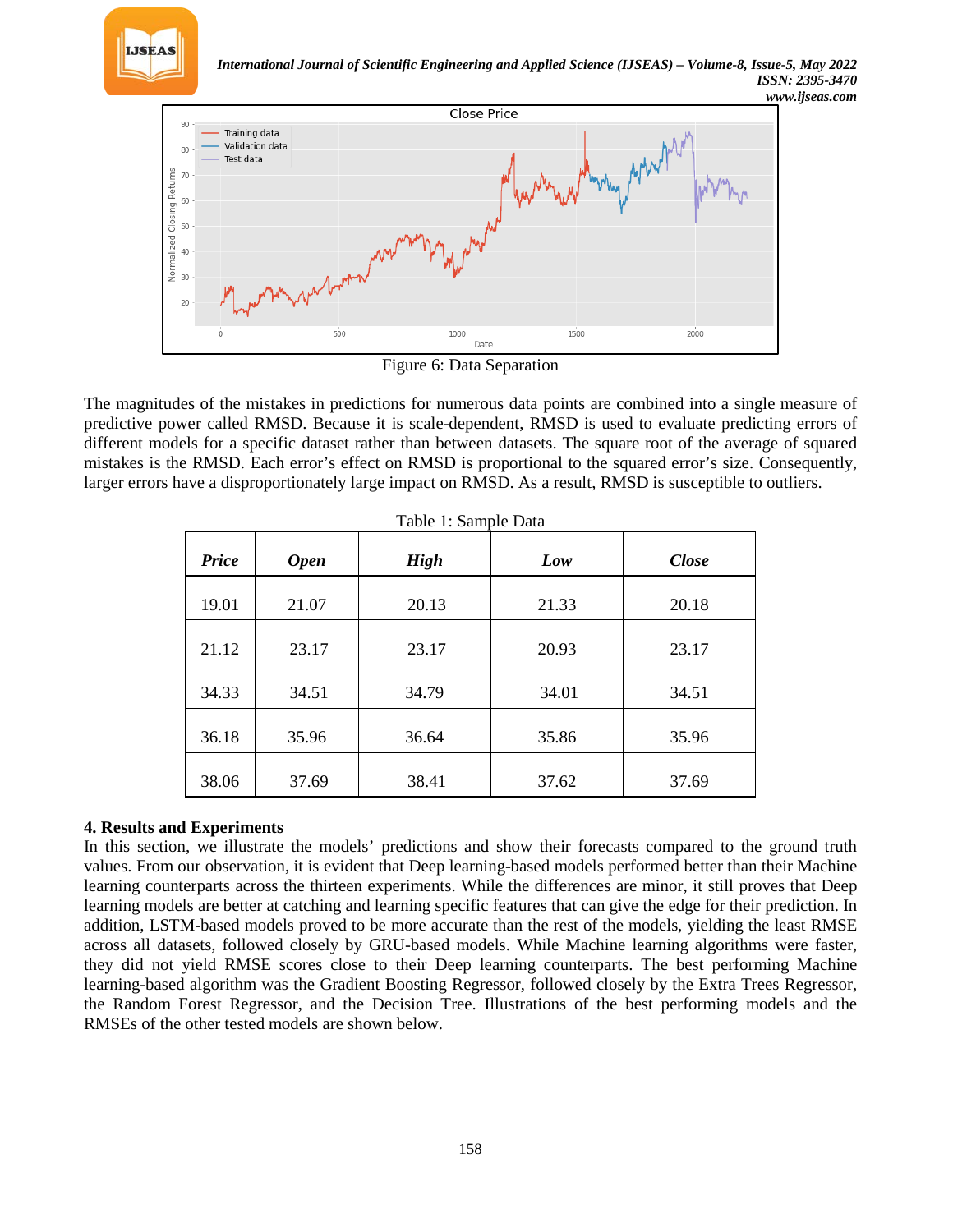Close Price

Training data
Validation data
Test data

Normalized Closing Returns

90
80
70
60
50
40
30
20

0
500
1000
1500
2000

Date

Figure 6: Data Separation

The magnitudes of the mistakes in predictions for numerous data points are combined into a single measure of predictive power called RMSD. Because it is scale-dependent, RMSD is used to evaluate predicting errors of different models for a specific dataset rather than between datasets. The square root of the average of squared mistakes is the RMSD. Each error's effect on RMSD is proportional to the squared error's size. Consequently, larger errors have a disproportionately large impact on RMSD. As a result, RMSD is susceptible to outliers.

Table 1: Sample Data

| *Price* | *Open* | *High* | *Low* | *Close* |
|---|---|---|---|---|
| 19.01 | 21.07 | 20.13 | 21.33 | 20.18 |
| 21.12 | 23.17 | 23.17 | 20.93 | 23.17 |
| 34.33 | 34.51 | 34.79 | 34.01 | 34.51 |
| 36.18 | 35.96 | 36.64 | 35.86 | 35.96 |
| 38.06 | 37.69 | 38.41 | 37.62 | 37.69 |

## 4. Results and Experiments

In this section, we illustrate the models' predictions and show their forecasts compared to the ground truth values. From our observation, it is evident that Deep learning-based models performed better than their Machine learning counterparts across the thirteen experiments. While the differences are minor, it still proves that Deep learning models are better at catching and learning specific features that can give the edge for their prediction. In addition, LSTM-based models proved to be more accurate than the rest of the models, yielding the least RMSE across all datasets, followed closely by GRU-based models. While Machine learning algorithms were faster, they did not yield RMSE scores close to their Deep learning counterparts. The best performing Machine learning-based algorithm was the Gradient Boosting Regressor, followed closely by the Extra Trees Regressor, the Random Forest Regressor, and the Decision Tree. Illustrations of the best performing models and the RMSEs of the other tested models are shown below.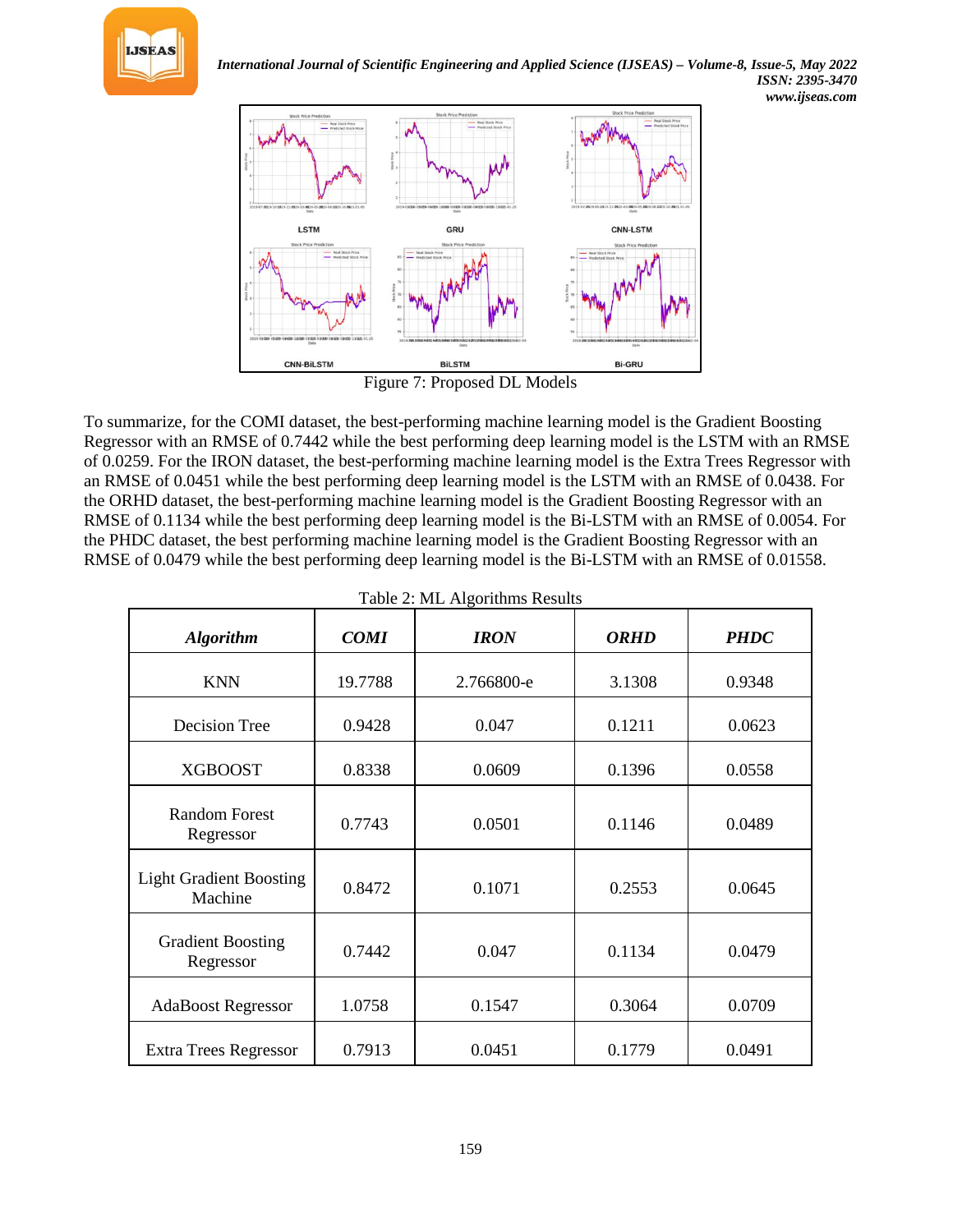Stock Price Prediction

Stock Price

Date

Real Stock Price

Predicted Stock Price

LSTM

GRU

CNN-LSTM

CNN-BiLSTM

BiLSTM

Bi-GRU

Figure 7: Proposed DL Models

To summarize, for the COMI dataset, the best-performing machine learning model is the Gradient Boosting Regressor with an RMSE of 0.7442 while the best performing deep learning model is the LSTM with an RMSE of 0.0259. For the IRON dataset, the best-performing machine learning model is the Extra Trees Regressor with an RMSE of 0.0451 while the best performing deep learning model is the LSTM with an RMSE of 0.0438. For the ORHD dataset, the best-performing machine learning model is the Gradient Boosting Regressor with an RMSE of 0.1134 while the best performing deep learning model is the Bi-LSTM with an RMSE of 0.0054. For the PHDC dataset, the best performing machine learning model is the Gradient Boosting Regressor with an RMSE of 0.0479 while the best performing deep learning model is the Bi-LSTM with an RMSE of 0.01558.

Table 2: ML Algorithms Results

| *Algorithm* | *COMI* | *IRON* | *ORHD* | *PHDC* |
|---|---|---|---|---|
| KNN | 19.7788 | 2.766800-e | 3.1308 | 0.9348 |
| Decision Tree | 0.9428 | 0.047 | 0.1211 | 0.0623 |
| XGBOOST | 0.8338 | 0.0609 | 0.1396 | 0.0558 |
| Random Forest Regressor | 0.7743 | 0.0501 | 0.1146 | 0.0489 |
| Light Gradient Boosting Machine | 0.8472 | 0.1071 | 0.2553 | 0.0645 |
| Gradient Boosting Regressor | 0.7442 | 0.047 | 0.1134 | 0.0479 |
| AdaBoost Regressor | 1.0758 | 0.1547 | 0.3064 | 0.0709 |
| Extra Trees Regressor | 0.7913 | 0.0451 | 0.1779 | 0.0491 |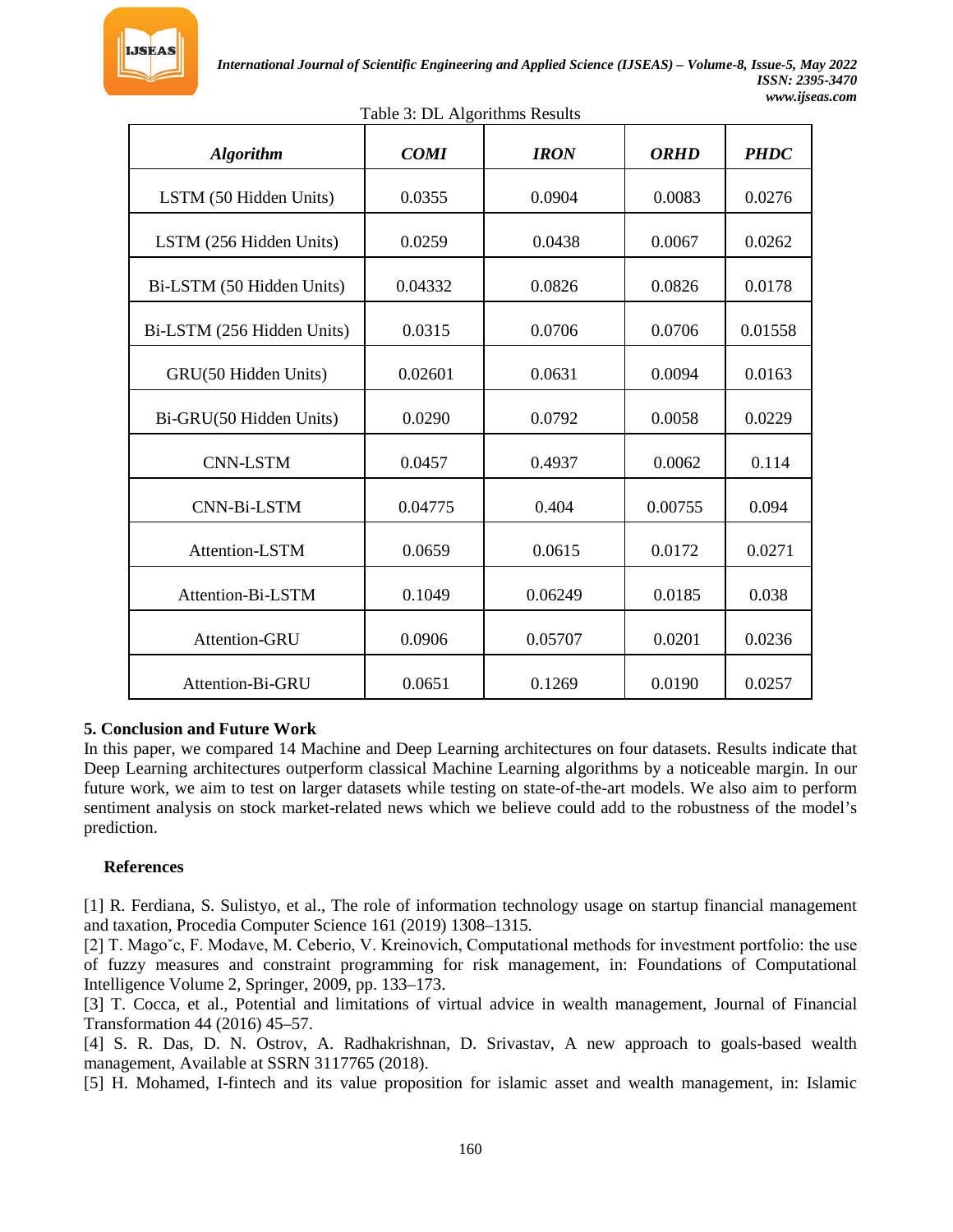Table 3: DL Algorithms Results

| *Algorithm* | *COMI* | *IRON* | *ORHD* | *PHDC* |
|---|---|---|---|---|
| LSTM (50 Hidden Units) | 0.0355 | 0.0904 | 0.0083 | 0.0276 |
| LSTM (256 Hidden Units) | 0.0259 | 0.0438 | 0.0067 | 0.0262 |
| Bi-LSTM (50 Hidden Units) | 0.04332 | 0.0826 | 0.0826 | 0.0178 |
| Bi-LSTM (256 Hidden Units) | 0.0315 | 0.0706 | 0.0706 | 0.01558 |
| GRU(50 Hidden Units) | 0.02601 | 0.0631 | 0.0094 | 0.0163 |
| Bi-GRU(50 Hidden Units) | 0.0290 | 0.0792 | 0.0058 | 0.0229 |
| CNN-LSTM | 0.0457 | 0.4937 | 0.0062 | 0.114 |
| CNN-Bi-LSTM | 0.04775 | 0.404 | 0.00755 | 0.094 |
| Attention-LSTM | 0.0659 | 0.0615 | 0.0172 | 0.0271 |
| Attention-Bi-LSTM | 0.1049 | 0.06249 | 0.0185 | 0.038 |
| Attention-GRU | 0.0906 | 0.05707 | 0.0201 | 0.0236 |
| Attention-Bi-GRU | 0.0651 | 0.1269 | 0.0190 | 0.0257 |

## 5. Conclusion and Future Work

In this paper, we compared 14 Machine and Deep Learning architectures on four datasets. Results indicate that Deep Learning architectures outperform classical Machine Learning algorithms by a noticeable margin. In our future work, we aim to test on larger datasets while testing on state-of-the-art models. We also aim to perform sentiment analysis on stock market-related news which we believe could add to the robustness of the model's prediction.

## References

[1] R. Ferdiana, S. Sulistyo, et al., The role of information technology usage on startup financial management and taxation, Procedia Computer Science 161 (2019) 1308–1315.

[2] T. Magoˇc, F. Modave, M. Ceberio, V. Kreinovich, Computational methods for investment portfolio: the use of fuzzy measures and constraint programming for risk management, in: Foundations of Computational Intelligence Volume 2, Springer, 2009, pp. 133–173.

[3] T. Cocca, et al., Potential and limitations of virtual advice in wealth management, Journal of Financial Transformation 44 (2016) 45–57.

[4] S. R. Das, D. N. Ostrov, A. Radhakrishnan, D. Srivastav, A new approach to goals-based wealth management, Available at SSRN 3117765 (2018).

[5] H. Mohamed, I-fintech and its value proposition for islamic asset and wealth management, in: Islamic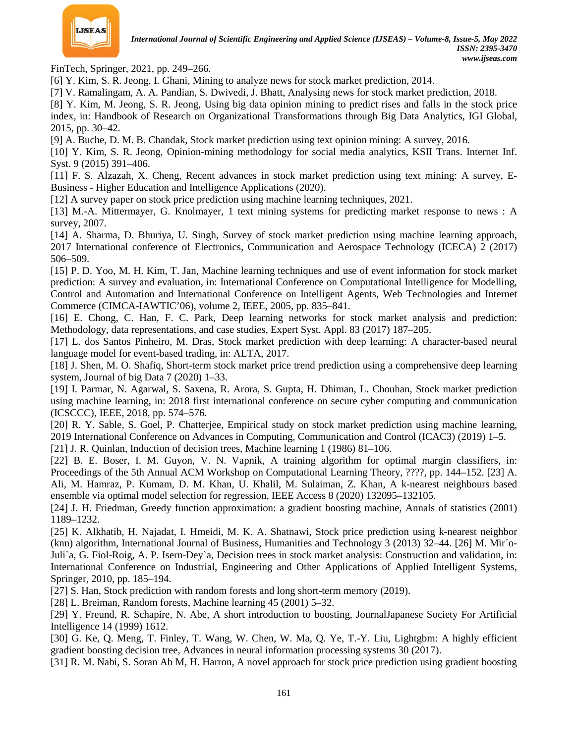FinTech, Springer, 2021, pp. 249–266.

[6] Y. Kim, S. R. Jeong, I. Ghani, Mining to analyze news for stock market prediction, 2014.

[7] V. Ramalingam, A. A. Pandian, S. Dwivedi, J. Bhatt, Analysing news for stock market prediction, 2018.

[8] Y. Kim, M. Jeong, S. R. Jeong, Using big data opinion mining to predict rises and falls in the stock price index, in: Handbook of Research on Organizational Transformations through Big Data Analytics, IGI Global, 2015, pp. 30–42.

[9] A. Buche, D. M. B. Chandak, Stock market prediction using text opinion mining: A survey, 2016.

[10] Y. Kim, S. R. Jeong, Opinion-mining methodology for social media analytics, KSII Trans. Internet Inf. Syst. 9 (2015) 391–406.

[11] F. S. Alzazah, X. Cheng, Recent advances in stock market prediction using text mining: A survey, E-Business - Higher Education and Intelligence Applications (2020).

[12] A survey paper on stock price prediction using machine learning techniques, 2021.

[13] M.-A. Mittermayer, G. Knolmayer, 1 text mining systems for predicting market response to news : A survey, 2007.

[14] A. Sharma, D. Bhuriya, U. Singh, Survey of stock market prediction using machine learning approach, 2017 International conference of Electronics, Communication and Aerospace Technology (ICECA) 2 (2017) 506–509.

[15] P. D. Yoo, M. H. Kim, T. Jan, Machine learning techniques and use of event information for stock market prediction: A survey and evaluation, in: International Conference on Computational Intelligence for Modelling, Control and Automation and International Conference on Intelligent Agents, Web Technologies and Internet Commerce (CIMCA-IAWTIC'06), volume 2, IEEE, 2005, pp. 835–841.

[16] E. Chong, C. Han, F. C. Park, Deep learning networks for stock market analysis and prediction: Methodology, data representations, and case studies, Expert Syst. Appl. 83 (2017) 187–205.

[17] L. dos Santos Pinheiro, M. Dras, Stock market prediction with deep learning: A character-based neural language model for event-based trading, in: ALTA, 2017.

[18] J. Shen, M. O. Shafiq, Short-term stock market price trend prediction using a comprehensive deep learning system, Journal of big Data 7 (2020) 1–33.

[19] I. Parmar, N. Agarwal, S. Saxena, R. Arora, S. Gupta, H. Dhiman, L. Chouhan, Stock market prediction using machine learning, in: 2018 first international conference on secure cyber computing and communication (ICSCCC), IEEE, 2018, pp. 574–576.

[20] R. Y. Sable, S. Goel, P. Chatterjee, Empirical study on stock market prediction using machine learning, 2019 International Conference on Advances in Computing, Communication and Control (ICAC3) (2019) 1–5.

[21] J. R. Quinlan, Induction of decision trees, Machine learning 1 (1986) 81–106.

[22] B. E. Boser, I. M. Guyon, V. N. Vapnik, A training algorithm for optimal margin classifiers, in: Proceedings of the 5th Annual ACM Workshop on Computational Learning Theory, ????, pp. 144–152. [23] A. Ali, M. Hamraz, P. Kumam, D. M. Khan, U. Khalil, M. Sulaiman, Z. Khan, A k-nearest neighbours based ensemble via optimal model selection for regression, IEEE Access 8 (2020) 132095–132105.

[24] J. H. Friedman, Greedy function approximation: a gradient boosting machine, Annals of statistics (2001) 1189–1232.

[25] K. Alkhatib, H. Najadat, I. Hmeidi, M. K. A. Shatnawi, Stock price prediction using k-nearest neighbor (knn) algorithm, International Journal of Business, Humanities and Technology 3 (2013) 32–44. [26] M. Mir´o-Juli`a, G. Fiol-Roig, A. P. Isern-Dey`a, Decision trees in stock market analysis: Construction and validation, in: International Conference on Industrial, Engineering and Other Applications of Applied Intelligent Systems, Springer, 2010, pp. 185–194.

[27] S. Han, Stock prediction with random forests and long short-term memory (2019).

[28] L. Breiman, Random forests, Machine learning 45 (2001) 5–32.

[29] Y. Freund, R. Schapire, N. Abe, A short introduction to boosting, JournalJapanese Society For Artificial Intelligence 14 (1999) 1612.

[30] G. Ke, Q. Meng, T. Finley, T. Wang, W. Chen, W. Ma, Q. Ye, T.-Y. Liu, Lightgbm: A highly efficient gradient boosting decision tree, Advances in neural information processing systems 30 (2017).

[31] R. M. Nabi, S. Soran Ab M, H. Harron, A novel approach for stock price prediction using gradient boosting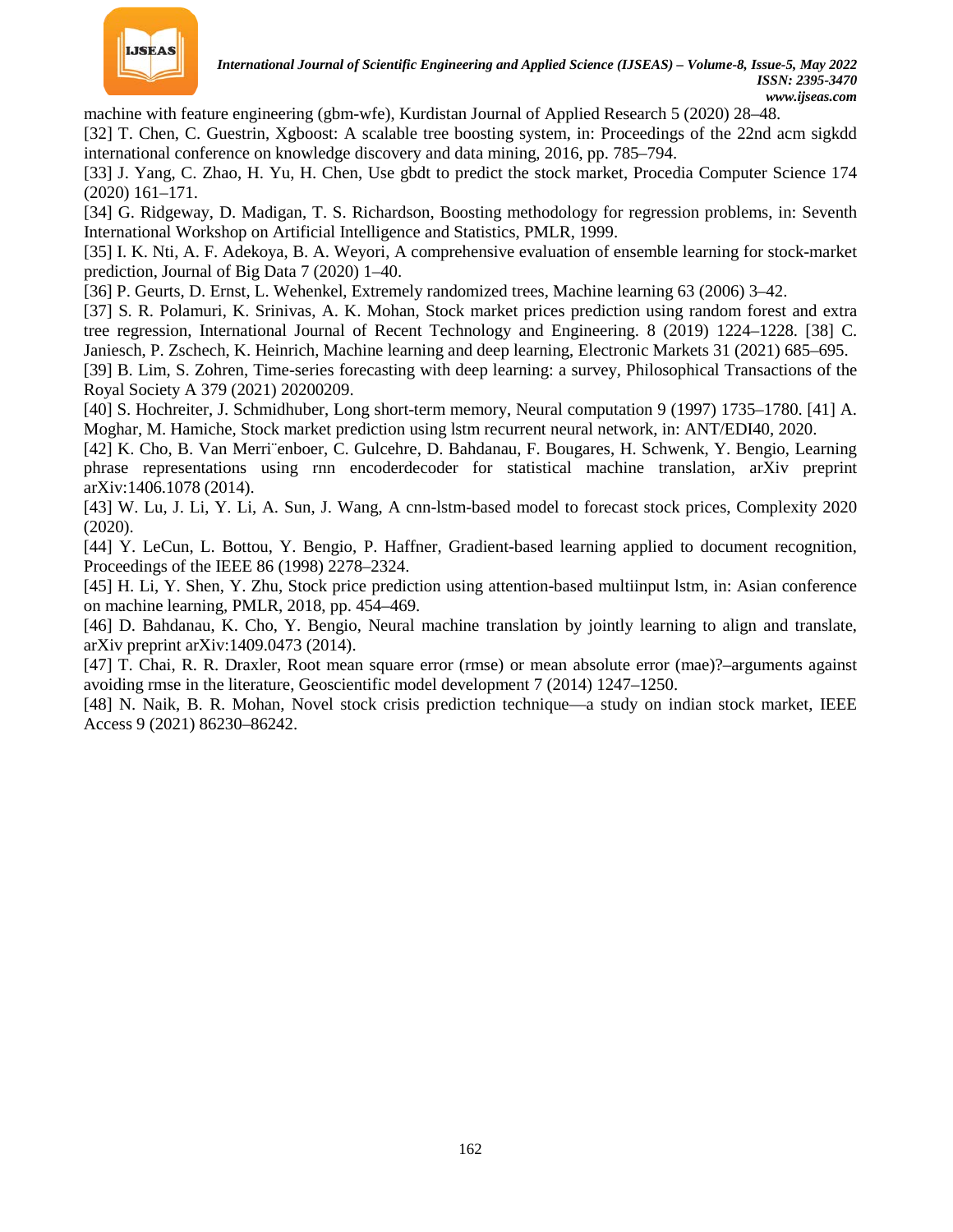machine with feature engineering (gbm-wfe), Kurdistan Journal of Applied Research 5 (2020) 28–48.

[32] T. Chen, C. Guestrin, Xgboost: A scalable tree boosting system, in: Proceedings of the 22nd acm sigkdd international conference on knowledge discovery and data mining, 2016, pp. 785–794.

[33] J. Yang, C. Zhao, H. Yu, H. Chen, Use gbdt to predict the stock market, Procedia Computer Science 174 (2020) 161–171.

[34] G. Ridgeway, D. Madigan, T. S. Richardson, Boosting methodology for regression problems, in: Seventh International Workshop on Artificial Intelligence and Statistics, PMLR, 1999.

[35] I. K. Nti, A. F. Adekoya, B. A. Weyori, A comprehensive evaluation of ensemble learning for stock-market prediction, Journal of Big Data 7 (2020) 1–40.

[36] P. Geurts, D. Ernst, L. Wehenkel, Extremely randomized trees, Machine learning 63 (2006) 3–42.

[37] S. R. Polamuri, K. Srinivas, A. K. Mohan, Stock market prices prediction using random forest and extra tree regression, International Journal of Recent Technology and Engineering. 8 (2019) 1224–1228.

[38] C. Janiesch, P. Zschech, K. Heinrich, Machine learning and deep learning, Electronic Markets 31 (2021) 685–695.

[39] B. Lim, S. Zohren, Time-series forecasting with deep learning: a survey, Philosophical Transactions of the Royal Society A 379 (2021) 20200209.

[40] S. Hochreiter, J. Schmidhuber, Long short-term memory, Neural computation 9 (1997) 1735–1780.

[41] A. Moghar, M. Hamiche, Stock market prediction using lstm recurrent neural network, in: ANT/EDI40, 2020.

[42] K. Cho, B. Van Merri¨enboer, C. Gulcehre, D. Bahdanau, F. Bougares, H. Schwenk, Y. Bengio, Learning phrase representations using rnn encoderdecoder for statistical machine translation, arXiv preprint arXiv:1406.1078 (2014).

[43] W. Lu, J. Li, Y. Li, A. Sun, J. Wang, A cnn-lstm-based model to forecast stock prices, Complexity 2020 (2020).

[44] Y. LeCun, L. Bottou, Y. Bengio, P. Haffner, Gradient-based learning applied to document recognition, Proceedings of the IEEE 86 (1998) 2278–2324.

[45] H. Li, Y. Shen, Y. Zhu, Stock price prediction using attention-based multiinput lstm, in: Asian conference on machine learning, PMLR, 2018, pp. 454–469.

[46] D. Bahdanau, K. Cho, Y. Bengio, Neural machine translation by jointly learning to align and translate, arXiv preprint arXiv:1409.0473 (2014).

[47] T. Chai, R. R. Draxler, Root mean square error (rmse) or mean absolute error (mae)?–arguments against avoiding rmse in the literature, Geoscientific model development 7 (2014) 1247–1250.

[48] N. Naik, B. R. Mohan, Novel stock crisis prediction technique—a study on indian stock market, IEEE Access 9 (2021) 86230–86242.